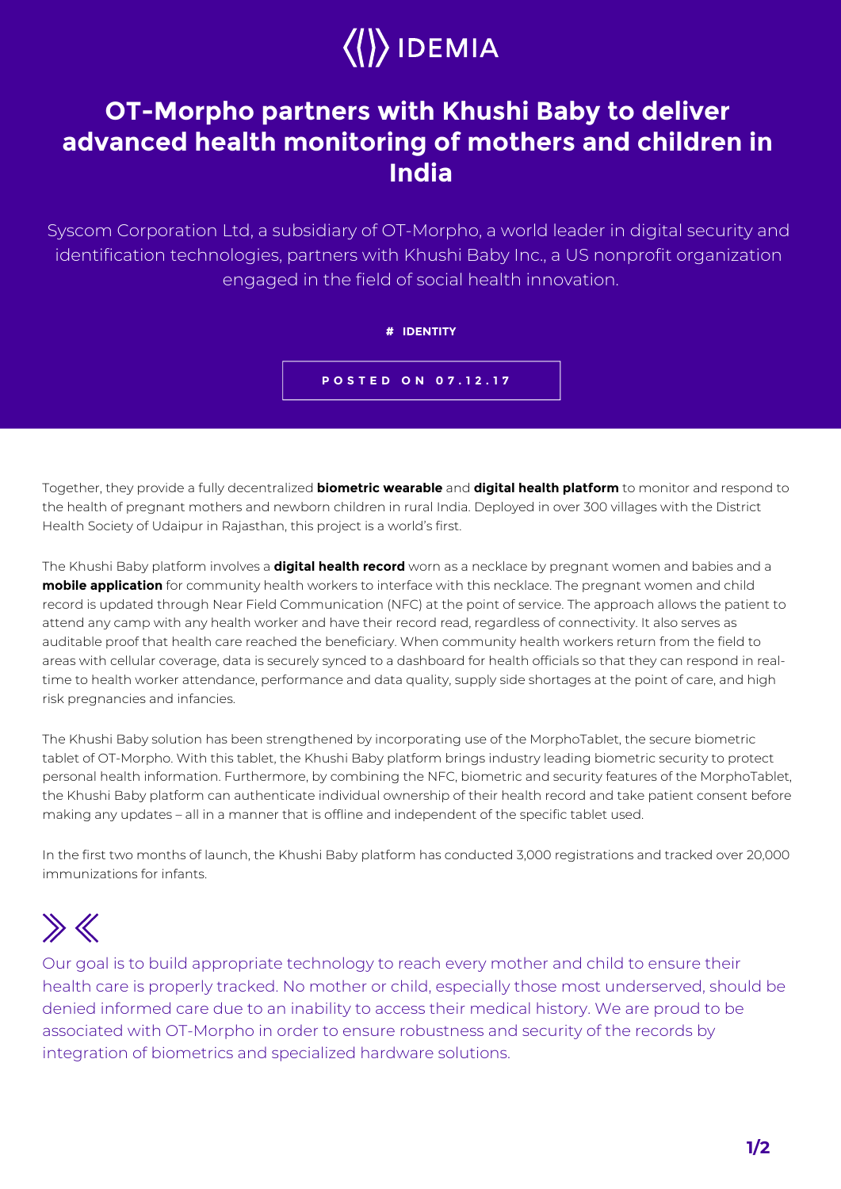IDEMIA

# OT-Morpho partners with Khushi Baby to deliver advanced health monitoring of mothers and children in India

Syscom Corporation Ltd, a subsidiary of OT-Morpho, a world leader in digital security and identification technologies, partners with Khushi Baby Inc., a US nonprofit organization engaged in the field of social health innovation.

**# IDENTITY**

**POSTED ON 07.12.17**

Together, they provide a fully decentralized **biometric wearable** and **digital health platform** to monitor and respond to the health of pregnant mothers and newborn children in rural India. Deployed in over 300 villages with the District Health Society of Udaipur in Rajasthan, this project is a world's first.

The Khushi Baby platform involves a **digital health record** worn as a necklace by pregnant women and babies and a **mobile application** for community health workers to interface with this necklace. The pregnant women and child record is updated through Near Field Communication (NFC) at the point of service. The approach allows the patient to attend any camp with any health worker and have their record read, regardless of connectivity. It also serves as auditable proof that health care reached the beneficiary. When community health workers return from the field to areas with cellular coverage, data is securely synced to a dashboard for health officials so that they can respond in real-time to health worker attendance, performance and data quality, supply side shortages at the point of care, and high risk pregnancies and infancies.

The Khushi Baby solution has been strengthened by incorporating use of the MorphoTablet, the secure biometric tablet of OT-Morpho. With this tablet, the Khushi Baby platform brings industry leading biometric security to protect personal health information. Furthermore, by combining the NFC, biometric and security features of the MorphoTablet, the Khushi Baby platform can authenticate individual ownership of their health record and take patient consent before making any updates – all in a manner that is offline and independent of the specific tablet used.

In the first two months of launch, the Khushi Baby platform has conducted 3,000 registrations and tracked over 20,000 immunizations for infants.

> Our goal is to build appropriate technology to reach every mother and child to ensure their health care is properly tracked. No mother or child, especially those most underserved, should be denied informed care due to an inability to access their medical history. We are proud to be associated with OT-Morpho in order to ensure robustness and security of the records by integration of biometrics and specialized hardware solutions.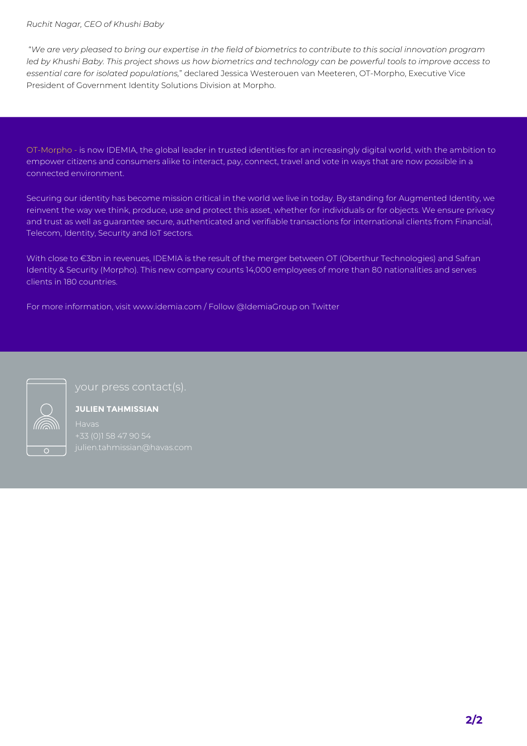*Ruchit Nagar, CEO of Khushi Baby*

"*We are very pleased to bring our expertise in the field of biometrics to contribute to this social innovation program led by Khushi Baby. This project shows us how biometrics and technology can be powerful tools to improve access to essential care for isolated populations,*" declared Jessica Westerouen van Meeteren, OT-Morpho, Executive Vice President of Government Identity Solutions Division at Morpho.

OT-Morpho - is now IDEMIA, the global leader in trusted identities for an increasingly digital world, with the ambition to empower citizens and consumers alike to interact, pay, connect, travel and vote in ways that are now possible in a connected environment.

Securing our identity has become mission critical in the world we live in today. By standing for Augmented Identity, we reinvent the way we think, produce, use and protect this asset, whether for individuals or for objects. We ensure privacy and trust as well as guarantee secure, authenticated and verifiable transactions for international clients from Financial, Telecom, Identity, Security and IoT sectors.

With close to €3bn in revenues, IDEMIA is the result of the merger between OT (Oberthur Technologies) and Safran Identity & Security (Morpho). This new company counts 14,000 employees of more than 80 nationalities and serves clients in 180 countries.

For more information, visit www.idemia.com / Follow @IdemiaGroup on Twitter

your press contact(s).

**JULIEN TAHMISSIAN**

Havas
+33 (0)1 58 47 90 54
julien.tahmissian@havas.com